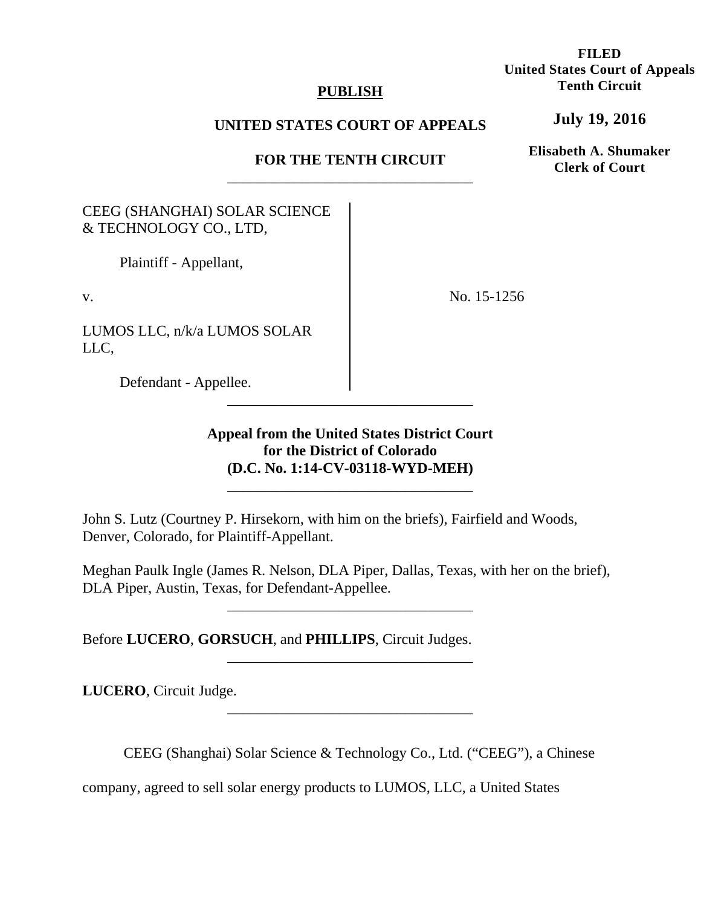**PUBLISH**

**UNITED STATES COURT OF APPEALS**

**FOR THE TENTH CIRCUIT**

**FILED**
**United States Court of Appeals**
**Tenth Circuit**

**July 19, 2016**

**Elisabeth A. Shumaker**
**Clerk of Court**

---

CEEG (SHANGHAI) SOLAR SCIENCE & TECHNOLOGY CO., LTD,

Plaintiff - Appellant,

v.

LUMOS LLC, n/k/a LUMOS SOLAR LLC,

Defendant - Appellee.

No. 15-1256

---

**Appeal from the United States District Court for the District of Colorado (D.C. No. 1:14-CV-03118-WYD-MEH)**

---

John S. Lutz (Courtney P. Hirsekorn, with him on the briefs), Fairfield and Woods, Denver, Colorado, for Plaintiff-Appellant.

Meghan Paulk Ingle (James R. Nelson, DLA Piper, Dallas, Texas, with her on the brief), DLA Piper, Austin, Texas, for Defendant-Appellee.

---

Before **LUCERO**, **GORSUCH**, and **PHILLIPS**, Circuit Judges.

---

**LUCERO**, Circuit Judge.

---

CEEG (Shanghai) Solar Science & Technology Co., Ltd. ("CEEG"), a Chinese company, agreed to sell solar energy products to LUMOS, LLC, a United States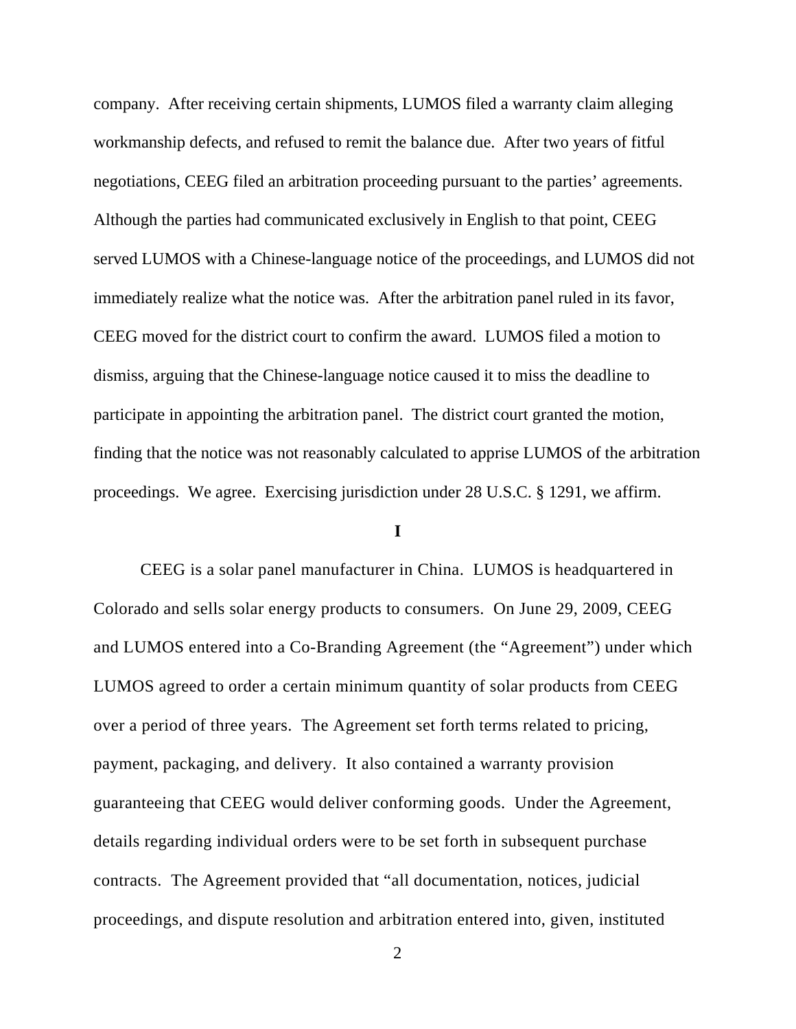company. After receiving certain shipments, LUMOS filed a warranty claim alleging workmanship defects, and refused to remit the balance due. After two years of fitful negotiations, CEEG filed an arbitration proceeding pursuant to the parties' agreements. Although the parties had communicated exclusively in English to that point, CEEG served LUMOS with a Chinese-language notice of the proceedings, and LUMOS did not immediately realize what the notice was. After the arbitration panel ruled in its favor, CEEG moved for the district court to confirm the award. LUMOS filed a motion to dismiss, arguing that the Chinese-language notice caused it to miss the deadline to participate in appointing the arbitration panel. The district court granted the motion, finding that the notice was not reasonably calculated to apprise LUMOS of the arbitration proceedings. We agree. Exercising jurisdiction under 28 U.S.C. § 1291, we affirm.

## I

CEEG is a solar panel manufacturer in China. LUMOS is headquartered in Colorado and sells solar energy products to consumers. On June 29, 2009, CEEG and LUMOS entered into a Co-Branding Agreement (the "Agreement") under which LUMOS agreed to order a certain minimum quantity of solar products from CEEG over a period of three years. The Agreement set forth terms related to pricing, payment, packaging, and delivery. It also contained a warranty provision guaranteeing that CEEG would deliver conforming goods. Under the Agreement, details regarding individual orders were to be set forth in subsequent purchase contracts. The Agreement provided that "all documentation, notices, judicial proceedings, and dispute resolution and arbitration entered into, given, instituted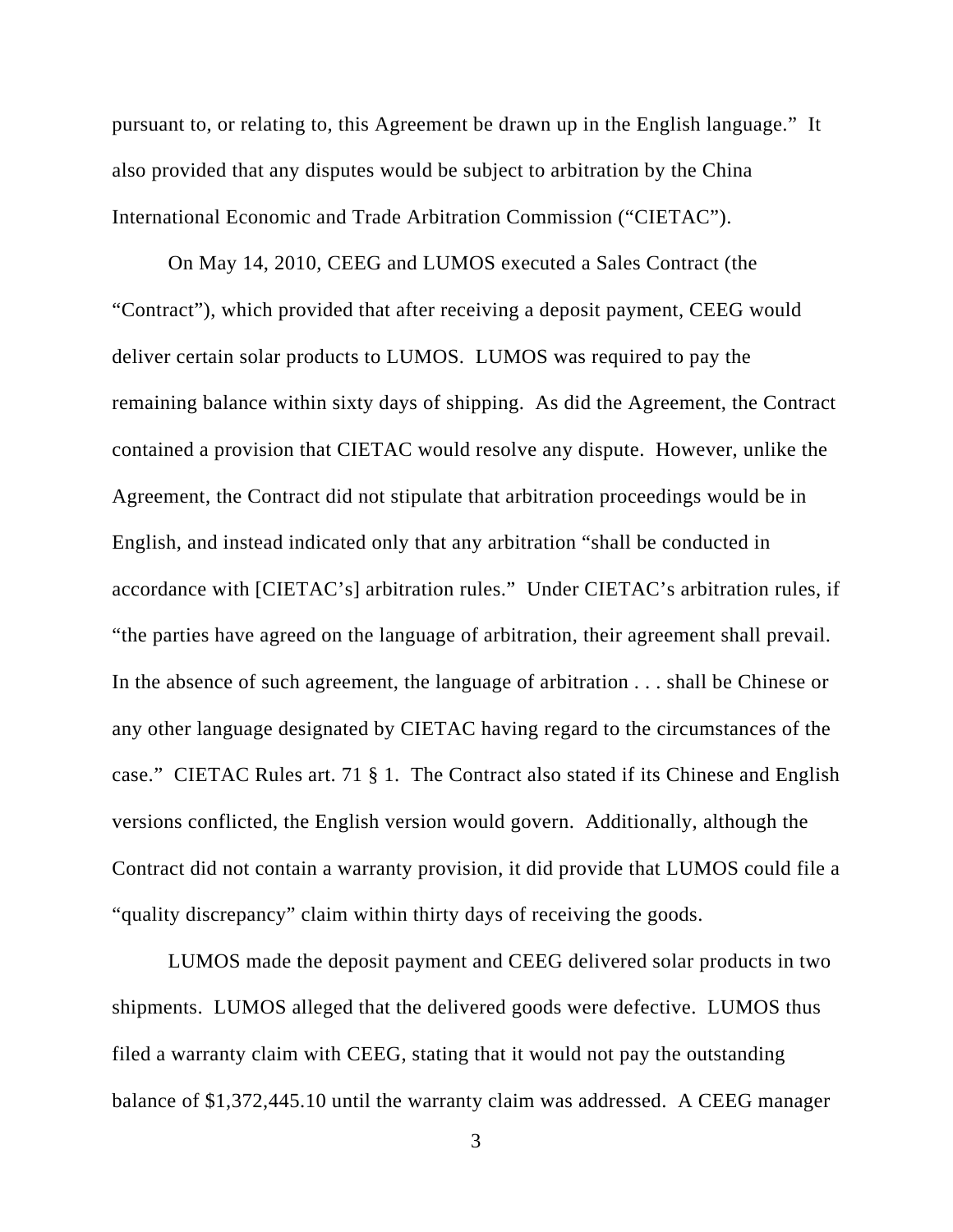pursuant to, or relating to, this Agreement be drawn up in the English language." It also provided that any disputes would be subject to arbitration by the China International Economic and Trade Arbitration Commission ("CIETAC").

On May 14, 2010, CEEG and LUMOS executed a Sales Contract (the "Contract"), which provided that after receiving a deposit payment, CEEG would deliver certain solar products to LUMOS. LUMOS was required to pay the remaining balance within sixty days of shipping. As did the Agreement, the Contract contained a provision that CIETAC would resolve any dispute. However, unlike the Agreement, the Contract did not stipulate that arbitration proceedings would be in English, and instead indicated only that any arbitration "shall be conducted in accordance with [CIETAC's] arbitration rules." Under CIETAC's arbitration rules, if "the parties have agreed on the language of arbitration, their agreement shall prevail. In the absence of such agreement, the language of arbitration . . . shall be Chinese or any other language designated by CIETAC having regard to the circumstances of the case." CIETAC Rules art. 71 § 1. The Contract also stated if its Chinese and English versions conflicted, the English version would govern. Additionally, although the Contract did not contain a warranty provision, it did provide that LUMOS could file a "quality discrepancy" claim within thirty days of receiving the goods.

LUMOS made the deposit payment and CEEG delivered solar products in two shipments. LUMOS alleged that the delivered goods were defective. LUMOS thus filed a warranty claim with CEEG, stating that it would not pay the outstanding balance of $1,372,445.10 until the warranty claim was addressed. A CEEG manager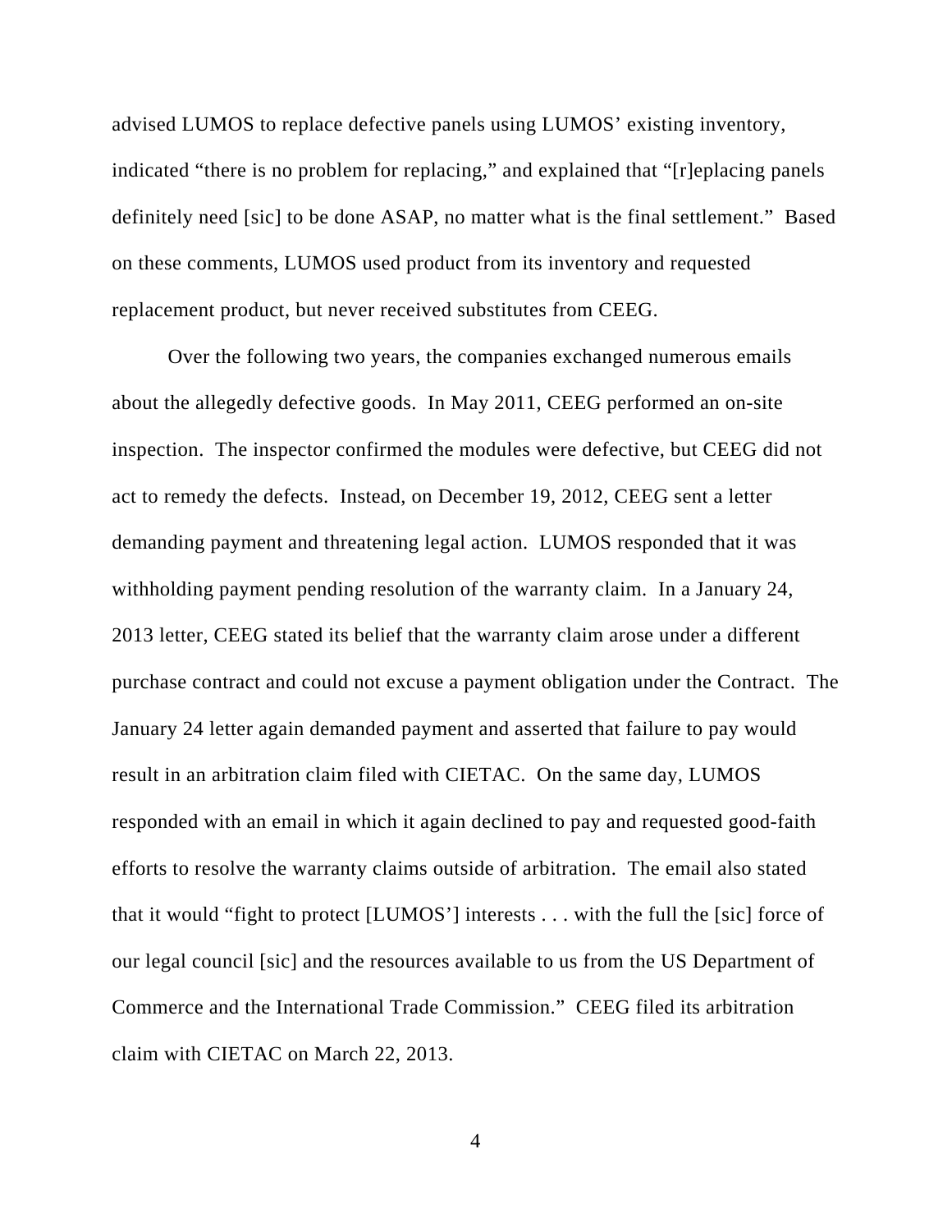advised LUMOS to replace defective panels using LUMOS' existing inventory, indicated "there is no problem for replacing," and explained that "[r]eplacing panels definitely need [sic] to be done ASAP, no matter what is the final settlement." Based on these comments, LUMOS used product from its inventory and requested replacement product, but never received substitutes from CEEG.

Over the following two years, the companies exchanged numerous emails about the allegedly defective goods. In May 2011, CEEG performed an on-site inspection. The inspector confirmed the modules were defective, but CEEG did not act to remedy the defects. Instead, on December 19, 2012, CEEG sent a letter demanding payment and threatening legal action. LUMOS responded that it was withholding payment pending resolution of the warranty claim. In a January 24, 2013 letter, CEEG stated its belief that the warranty claim arose under a different purchase contract and could not excuse a payment obligation under the Contract. The January 24 letter again demanded payment and asserted that failure to pay would result in an arbitration claim filed with CIETAC. On the same day, LUMOS responded with an email in which it again declined to pay and requested good-faith efforts to resolve the warranty claims outside of arbitration. The email also stated that it would "fight to protect [LUMOS'] interests . . . with the full the [sic] force of our legal council [sic] and the resources available to us from the US Department of Commerce and the International Trade Commission." CEEG filed its arbitration claim with CIETAC on March 22, 2013.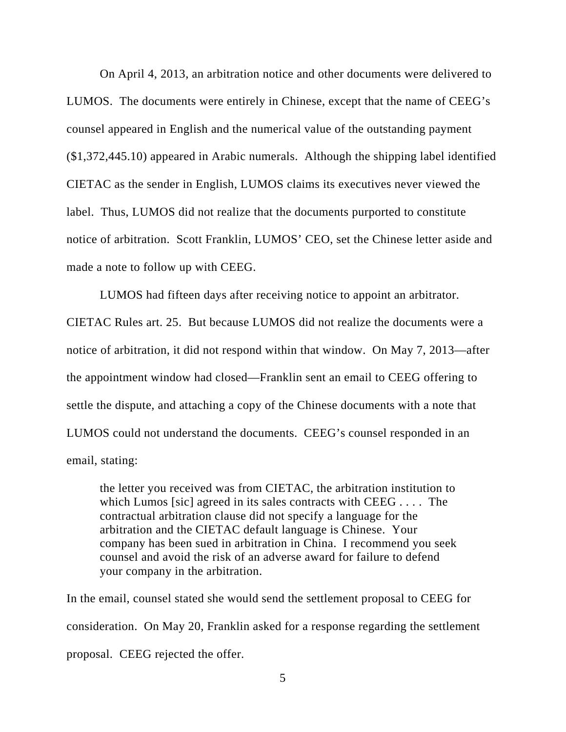On April 4, 2013, an arbitration notice and other documents were delivered to LUMOS. The documents were entirely in Chinese, except that the name of CEEG's counsel appeared in English and the numerical value of the outstanding payment ($1,372,445.10) appeared in Arabic numerals. Although the shipping label identified CIETAC as the sender in English, LUMOS claims its executives never viewed the label. Thus, LUMOS did not realize that the documents purported to constitute notice of arbitration. Scott Franklin, LUMOS' CEO, set the Chinese letter aside and made a note to follow up with CEEG.

LUMOS had fifteen days after receiving notice to appoint an arbitrator. CIETAC Rules art. 25. But because LUMOS did not realize the documents were a notice of arbitration, it did not respond within that window. On May 7, 2013—after the appointment window had closed—Franklin sent an email to CEEG offering to settle the dispute, and attaching a copy of the Chinese documents with a note that LUMOS could not understand the documents. CEEG's counsel responded in an email, stating:

> the letter you received was from CIETAC, the arbitration institution to which Lumos [sic] agreed in its sales contracts with CEEG . . . . The contractual arbitration clause did not specify a language for the arbitration and the CIETAC default language is Chinese. Your company has been sued in arbitration in China. I recommend you seek counsel and avoid the risk of an adverse award for failure to defend your company in the arbitration.

In the email, counsel stated she would send the settlement proposal to CEEG for consideration. On May 20, Franklin asked for a response regarding the settlement proposal. CEEG rejected the offer.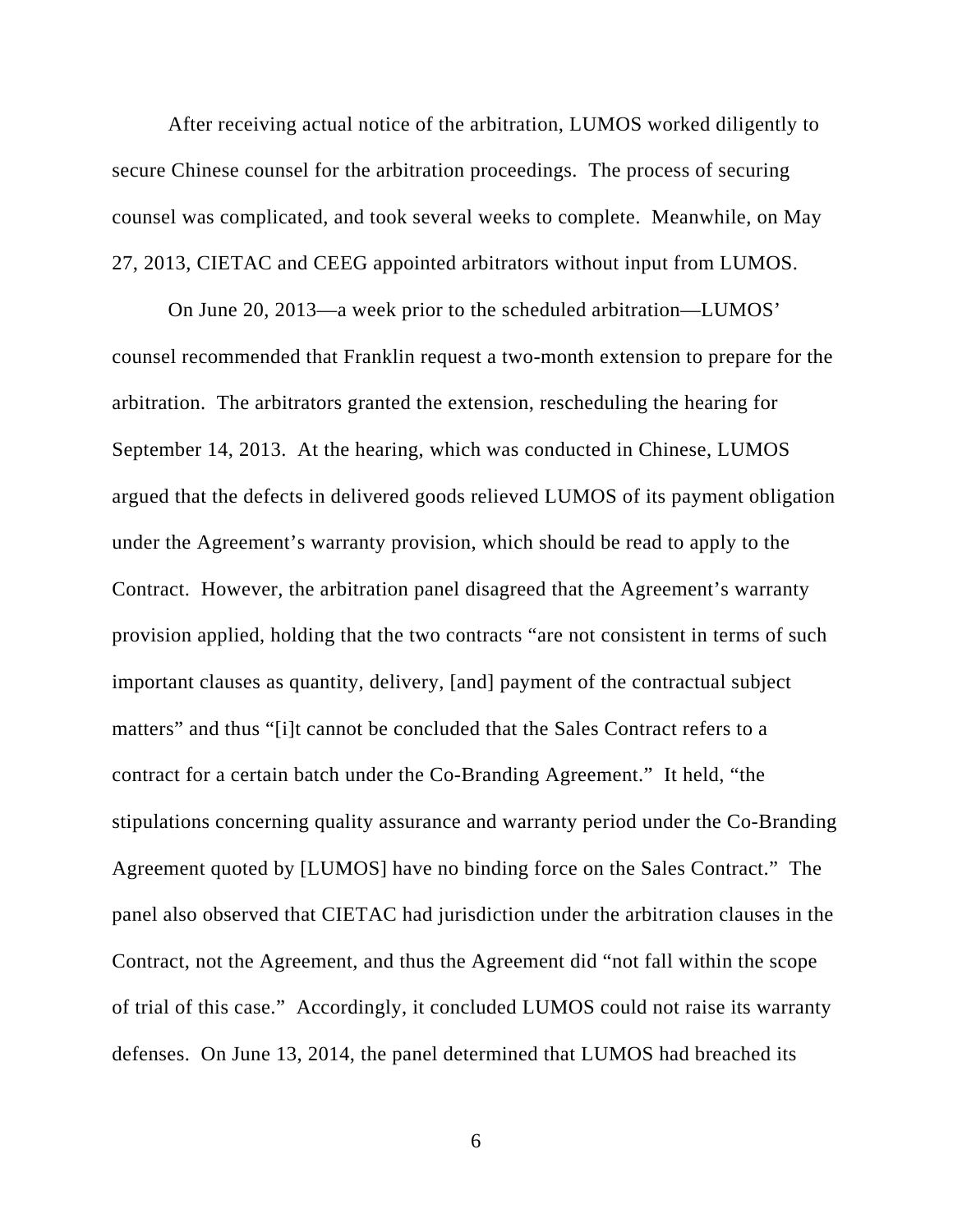After receiving actual notice of the arbitration, LUMOS worked diligently to secure Chinese counsel for the arbitration proceedings. The process of securing counsel was complicated, and took several weeks to complete. Meanwhile, on May 27, 2013, CIETAC and CEEG appointed arbitrators without input from LUMOS.

On June 20, 2013—a week prior to the scheduled arbitration—LUMOS' counsel recommended that Franklin request a two-month extension to prepare for the arbitration. The arbitrators granted the extension, rescheduling the hearing for September 14, 2013. At the hearing, which was conducted in Chinese, LUMOS argued that the defects in delivered goods relieved LUMOS of its payment obligation under the Agreement's warranty provision, which should be read to apply to the Contract. However, the arbitration panel disagreed that the Agreement's warranty provision applied, holding that the two contracts "are not consistent in terms of such important clauses as quantity, delivery, [and] payment of the contractual subject matters" and thus "[i]t cannot be concluded that the Sales Contract refers to a contract for a certain batch under the Co-Branding Agreement." It held, "the stipulations concerning quality assurance and warranty period under the Co-Branding Agreement quoted by [LUMOS] have no binding force on the Sales Contract." The panel also observed that CIETAC had jurisdiction under the arbitration clauses in the Contract, not the Agreement, and thus the Agreement did "not fall within the scope of trial of this case." Accordingly, it concluded LUMOS could not raise its warranty defenses. On June 13, 2014, the panel determined that LUMOS had breached its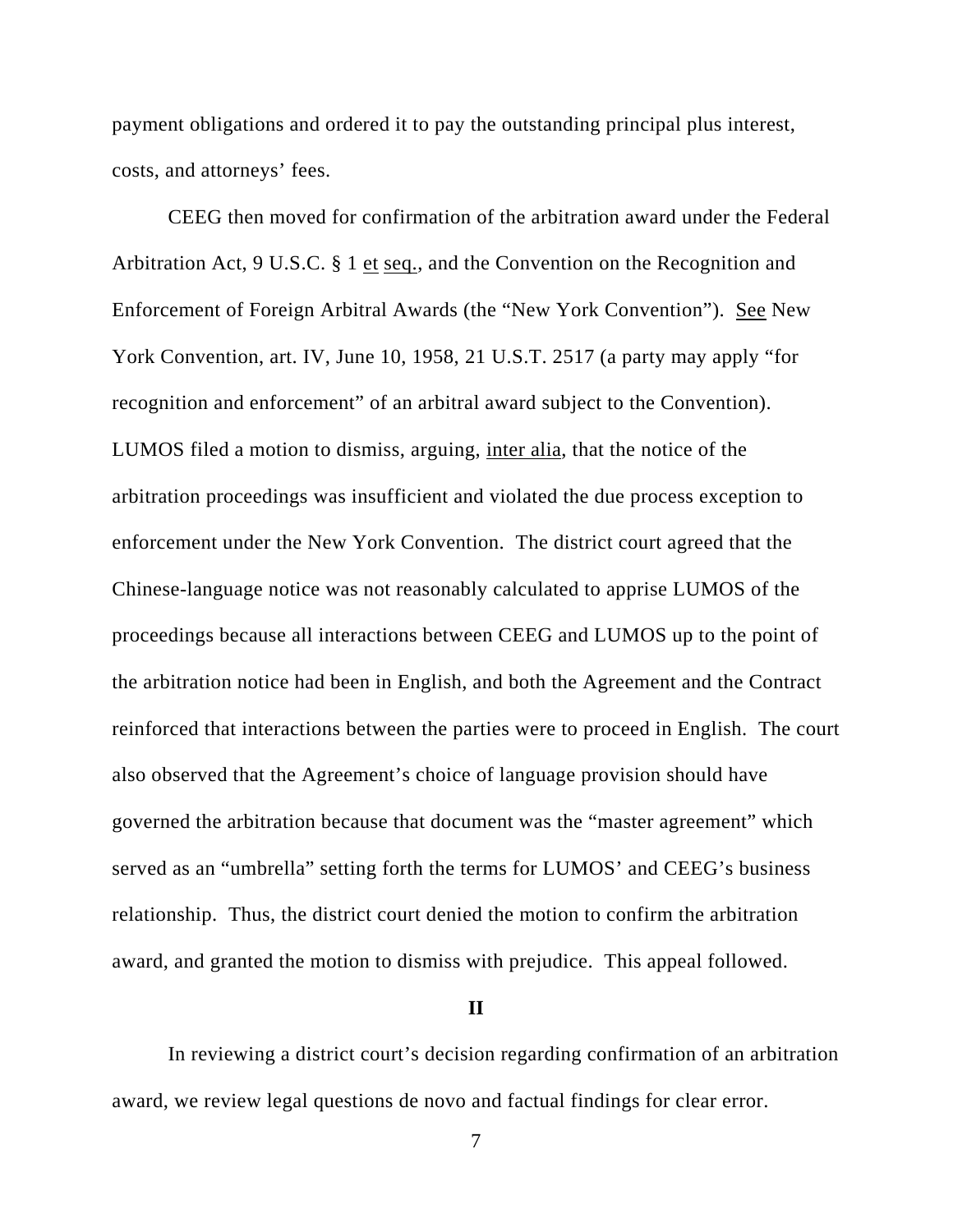payment obligations and ordered it to pay the outstanding principal plus interest, costs, and attorneys' fees.

CEEG then moved for confirmation of the arbitration award under the Federal Arbitration Act, 9 U.S.C. § 1 et seq., and the Convention on the Recognition and Enforcement of Foreign Arbitral Awards (the "New York Convention"). See New York Convention, art. IV, June 10, 1958, 21 U.S.T. 2517 (a party may apply "for recognition and enforcement" of an arbitral award subject to the Convention). LUMOS filed a motion to dismiss, arguing, inter alia, that the notice of the arbitration proceedings was insufficient and violated the due process exception to enforcement under the New York Convention. The district court agreed that the Chinese-language notice was not reasonably calculated to apprise LUMOS of the proceedings because all interactions between CEEG and LUMOS up to the point of the arbitration notice had been in English, and both the Agreement and the Contract reinforced that interactions between the parties were to proceed in English. The court also observed that the Agreement's choice of language provision should have governed the arbitration because that document was the "master agreement" which served as an "umbrella" setting forth the terms for LUMOS' and CEEG's business relationship. Thus, the district court denied the motion to confirm the arbitration award, and granted the motion to dismiss with prejudice. This appeal followed.

## II

In reviewing a district court's decision regarding confirmation of an arbitration award, we review legal questions de novo and factual findings for clear error.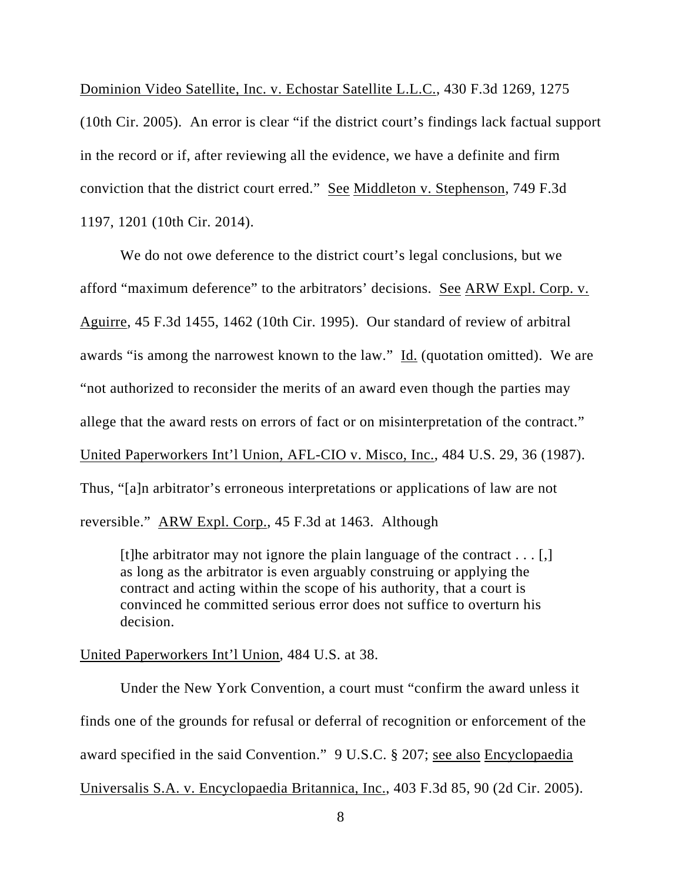Dominion Video Satellite, Inc. v. Echostar Satellite L.L.C., 430 F.3d 1269, 1275 (10th Cir. 2005). An error is clear "if the district court's findings lack factual support in the record or if, after reviewing all the evidence, we have a definite and firm conviction that the district court erred." See Middleton v. Stephenson, 749 F.3d 1197, 1201 (10th Cir. 2014).

We do not owe deference to the district court's legal conclusions, but we afford "maximum deference" to the arbitrators' decisions. See ARW Expl. Corp. v. Aguirre, 45 F.3d 1455, 1462 (10th Cir. 1995). Our standard of review of arbitral awards "is among the narrowest known to the law." Id. (quotation omitted). We are "not authorized to reconsider the merits of an award even though the parties may allege that the award rests on errors of fact or on misinterpretation of the contract." United Paperworkers Int'l Union, AFL-CIO v. Misco, Inc., 484 U.S. 29, 36 (1987). Thus, "[a]n arbitrator's erroneous interpretations or applications of law are not reversible." ARW Expl. Corp., 45 F.3d at 1463. Although

> [t]he arbitrator may not ignore the plain language of the contract . . . [,] as long as the arbitrator is even arguably construing or applying the contract and acting within the scope of his authority, that a court is convinced he committed serious error does not suffice to overturn his decision.

United Paperworkers Int'l Union, 484 U.S. at 38.

Under the New York Convention, a court must "confirm the award unless it finds one of the grounds for refusal or deferral of recognition or enforcement of the award specified in the said Convention." 9 U.S.C. § 207; see also Encyclopaedia Universalis S.A. v. Encyclopaedia Britannica, Inc., 403 F.3d 85, 90 (2d Cir. 2005).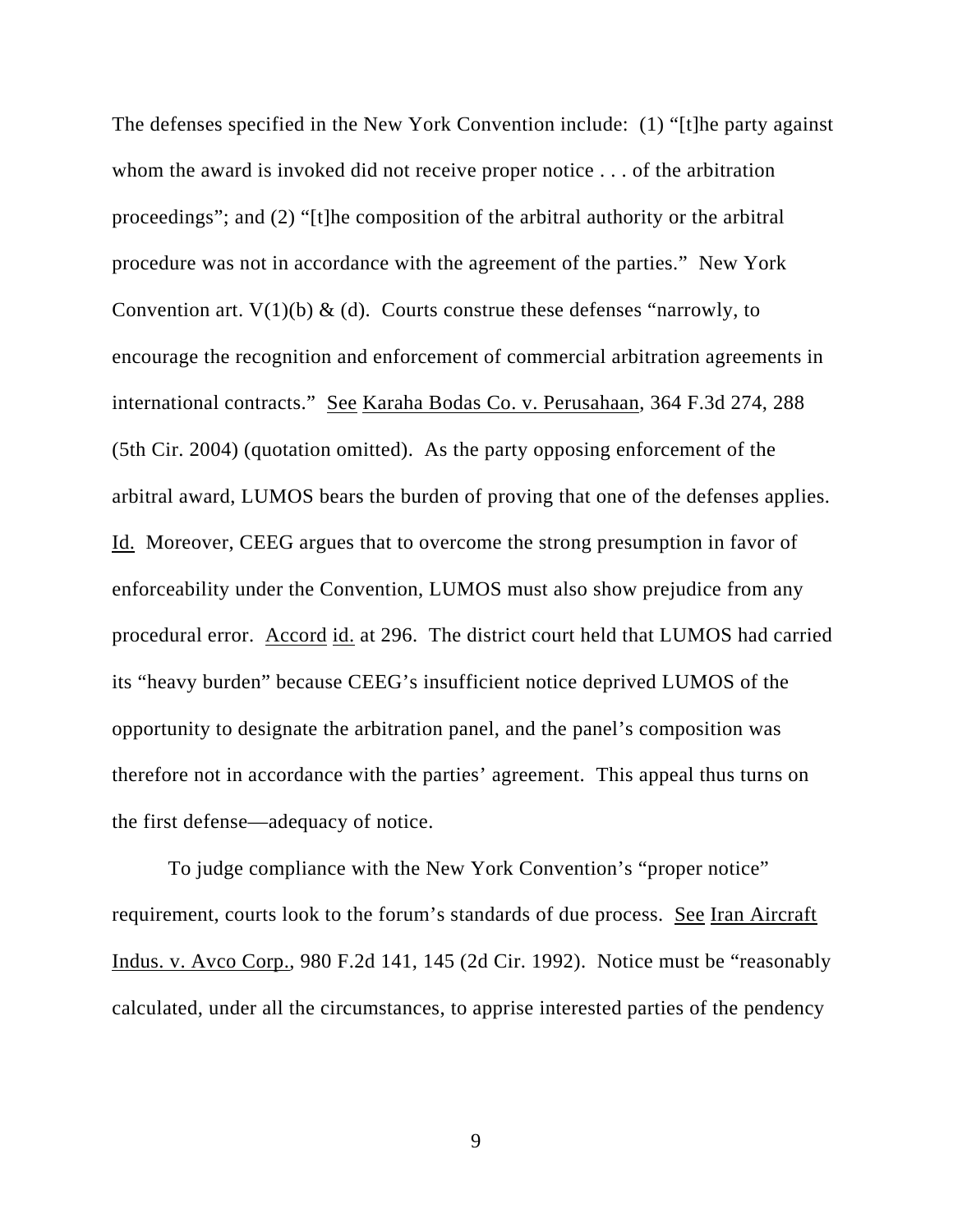The defenses specified in the New York Convention include: (1) "[t]he party against whom the award is invoked did not receive proper notice . . . of the arbitration proceedings"; and (2) "[t]he composition of the arbitral authority or the arbitral procedure was not in accordance with the agreement of the parties." New York Convention art. V(1)(b) & (d). Courts construe these defenses "narrowly, to encourage the recognition and enforcement of commercial arbitration agreements in international contracts." See Karaha Bodas Co. v. Perusahaan, 364 F.3d 274, 288 (5th Cir. 2004) (quotation omitted). As the party opposing enforcement of the arbitral award, LUMOS bears the burden of proving that one of the defenses applies. Id. Moreover, CEEG argues that to overcome the strong presumption in favor of enforceability under the Convention, LUMOS must also show prejudice from any procedural error. Accord id. at 296. The district court held that LUMOS had carried its "heavy burden" because CEEG's insufficient notice deprived LUMOS of the opportunity to designate the arbitration panel, and the panel's composition was therefore not in accordance with the parties' agreement. This appeal thus turns on the first defense—adequacy of notice.

To judge compliance with the New York Convention's "proper notice" requirement, courts look to the forum's standards of due process. See Iran Aircraft Indus. v. Avco Corp., 980 F.2d 141, 145 (2d Cir. 1992). Notice must be "reasonably calculated, under all the circumstances, to apprise interested parties of the pendency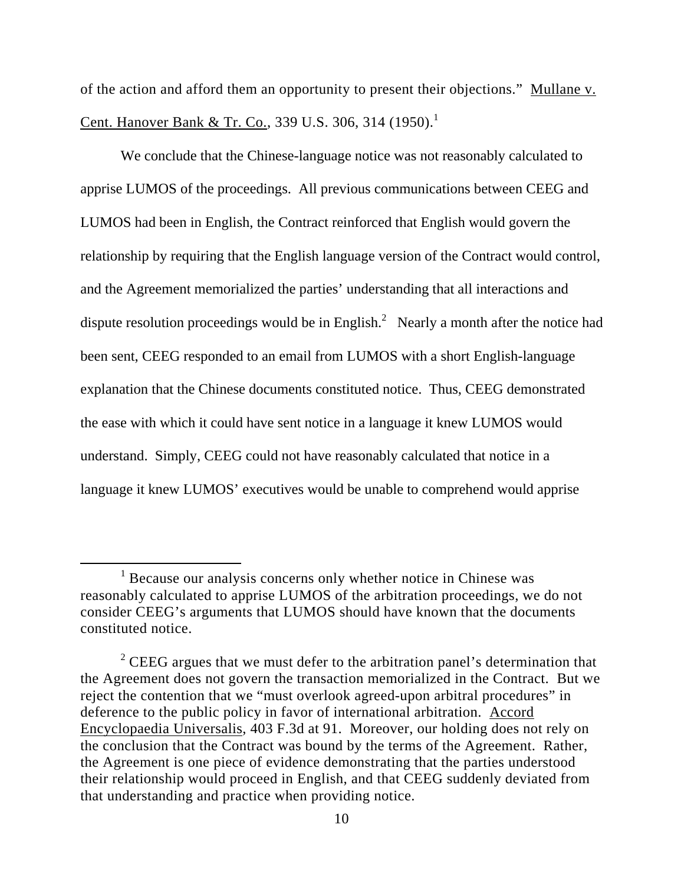of the action and afford them an opportunity to present their objections." Mullane v. Cent. Hanover Bank & Tr. Co., 339 U.S. 306, 314 (1950).[1]

We conclude that the Chinese-language notice was not reasonably calculated to apprise LUMOS of the proceedings. All previous communications between CEEG and LUMOS had been in English, the Contract reinforced that English would govern the relationship by requiring that the English language version of the Contract would control, and the Agreement memorialized the parties' understanding that all interactions and dispute resolution proceedings would be in English.[2] Nearly a month after the notice had been sent, CEEG responded to an email from LUMOS with a short English-language explanation that the Chinese documents constituted notice. Thus, CEEG demonstrated the ease with which it could have sent notice in a language it knew LUMOS would understand. Simply, CEEG could not have reasonably calculated that notice in a language it knew LUMOS' executives would be unable to comprehend would apprise

---

[1] Because our analysis concerns only whether notice in Chinese was reasonably calculated to apprise LUMOS of the arbitration proceedings, we do not consider CEEG's arguments that LUMOS should have known that the documents constituted notice.

[2] CEEG argues that we must defer to the arbitration panel's determination that the Agreement does not govern the transaction memorialized in the Contract. But we reject the contention that we "must overlook agreed-upon arbitral procedures" in deference to the public policy in favor of international arbitration. Accord Encyclopaedia Universalis, 403 F.3d at 91. Moreover, our holding does not rely on the conclusion that the Contract was bound by the terms of the Agreement. Rather, the Agreement is one piece of evidence demonstrating that the parties understood their relationship would proceed in English, and that CEEG suddenly deviated from that understanding and practice when providing notice.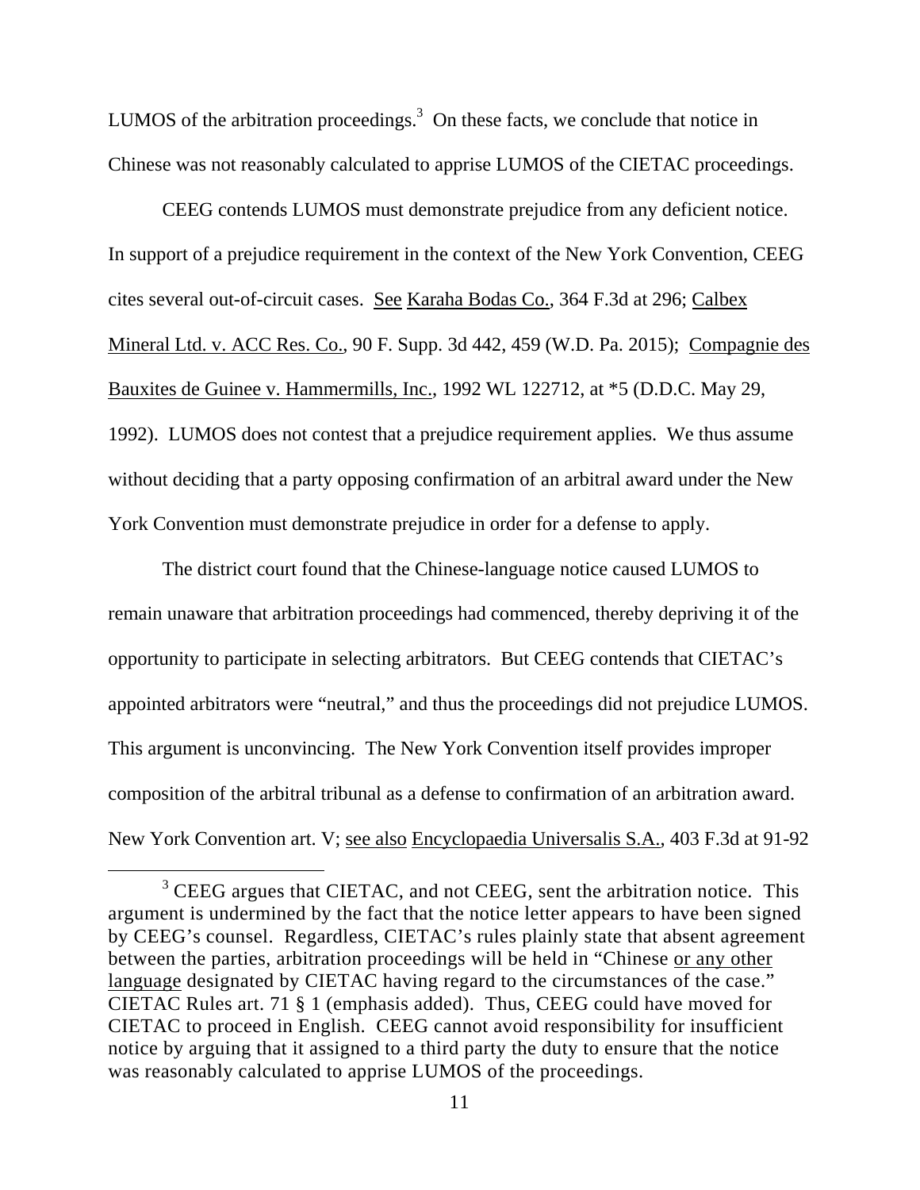LUMOS of the arbitration proceedings.[3] On these facts, we conclude that notice in Chinese was not reasonably calculated to apprise LUMOS of the CIETAC proceedings.

CEEG contends LUMOS must demonstrate prejudice from any deficient notice. In support of a prejudice requirement in the context of the New York Convention, CEEG cites several out-of-circuit cases. See Karaha Bodas Co., 364 F.3d at 296; Calbex Mineral Ltd. v. ACC Res. Co., 90 F. Supp. 3d 442, 459 (W.D. Pa. 2015); Compagnie des Bauxites de Guinee v. Hammermills, Inc., 1992 WL 122712, at *5 (D.D.C. May 29, 1992). LUMOS does not contest that a prejudice requirement applies. We thus assume without deciding that a party opposing confirmation of an arbitral award under the New York Convention must demonstrate prejudice in order for a defense to apply.

The district court found that the Chinese-language notice caused LUMOS to remain unaware that arbitration proceedings had commenced, thereby depriving it of the opportunity to participate in selecting arbitrators. But CEEG contends that CIETAC's appointed arbitrators were "neutral," and thus the proceedings did not prejudice LUMOS. This argument is unconvincing. The New York Convention itself provides improper composition of the arbitral tribunal as a defense to confirmation of an arbitration award. New York Convention art. V; see also Encyclopaedia Universalis S.A., 403 F.3d at 91-92

[3] CEEG argues that CIETAC, and not CEEG, sent the arbitration notice. This argument is undermined by the fact that the notice letter appears to have been signed by CEEG's counsel. Regardless, CIETAC's rules plainly state that absent agreement between the parties, arbitration proceedings will be held in "Chinese or any other language designated by CIETAC having regard to the circumstances of the case." CIETAC Rules art. 71 § 1 (emphasis added). Thus, CEEG could have moved for CIETAC to proceed in English. CEEG cannot avoid responsibility for insufficient notice by arguing that it assigned to a third party the duty to ensure that the notice was reasonably calculated to apprise LUMOS of the proceedings.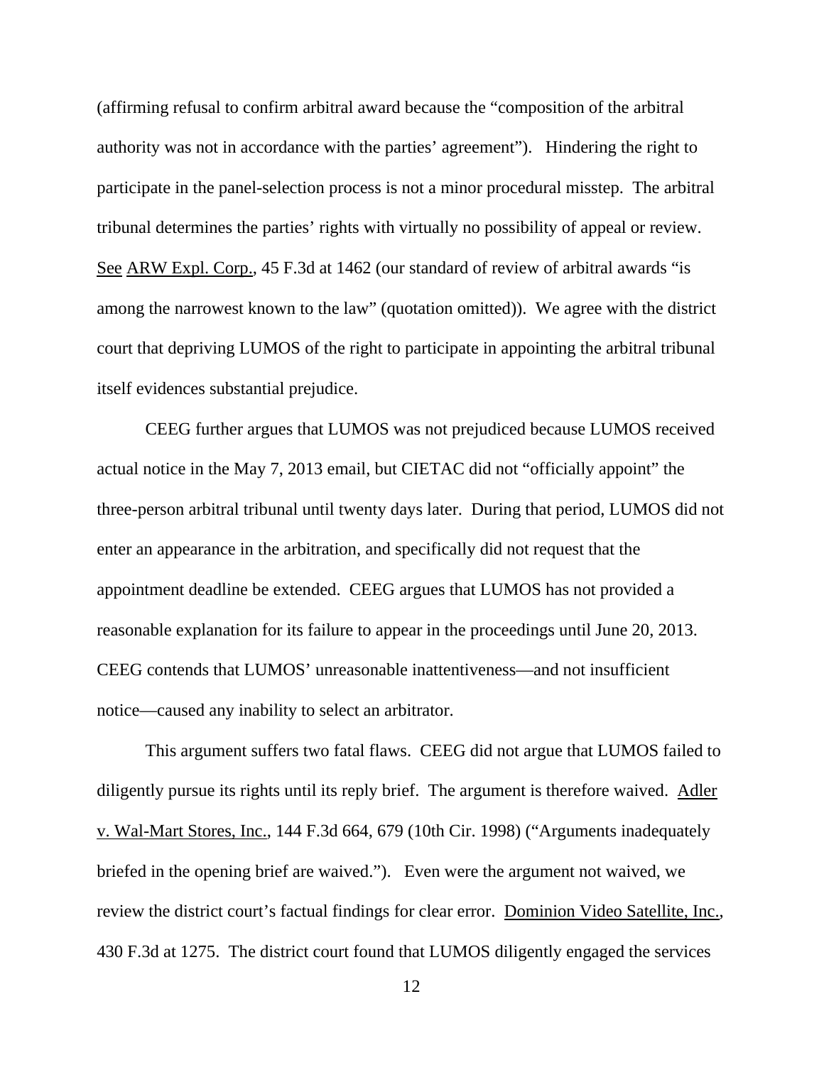(affirming refusal to confirm arbitral award because the "composition of the arbitral authority was not in accordance with the parties' agreement"). Hindering the right to participate in the panel-selection process is not a minor procedural misstep. The arbitral tribunal determines the parties' rights with virtually no possibility of appeal or review. See ARW Expl. Corp., 45 F.3d at 1462 (our standard of review of arbitral awards "is among the narrowest known to the law" (quotation omitted)). We agree with the district court that depriving LUMOS of the right to participate in appointing the arbitral tribunal itself evidences substantial prejudice.

CEEG further argues that LUMOS was not prejudiced because LUMOS received actual notice in the May 7, 2013 email, but CIETAC did not "officially appoint" the three-person arbitral tribunal until twenty days later. During that period, LUMOS did not enter an appearance in the arbitration, and specifically did not request that the appointment deadline be extended. CEEG argues that LUMOS has not provided a reasonable explanation for its failure to appear in the proceedings until June 20, 2013. CEEG contends that LUMOS' unreasonable inattentiveness—and not insufficient notice—caused any inability to select an arbitrator.

This argument suffers two fatal flaws. CEEG did not argue that LUMOS failed to diligently pursue its rights until its reply brief. The argument is therefore waived. Adler v. Wal-Mart Stores, Inc., 144 F.3d 664, 679 (10th Cir. 1998) ("Arguments inadequately briefed in the opening brief are waived."). Even were the argument not waived, we review the district court's factual findings for clear error. Dominion Video Satellite, Inc., 430 F.3d at 1275. The district court found that LUMOS diligently engaged the services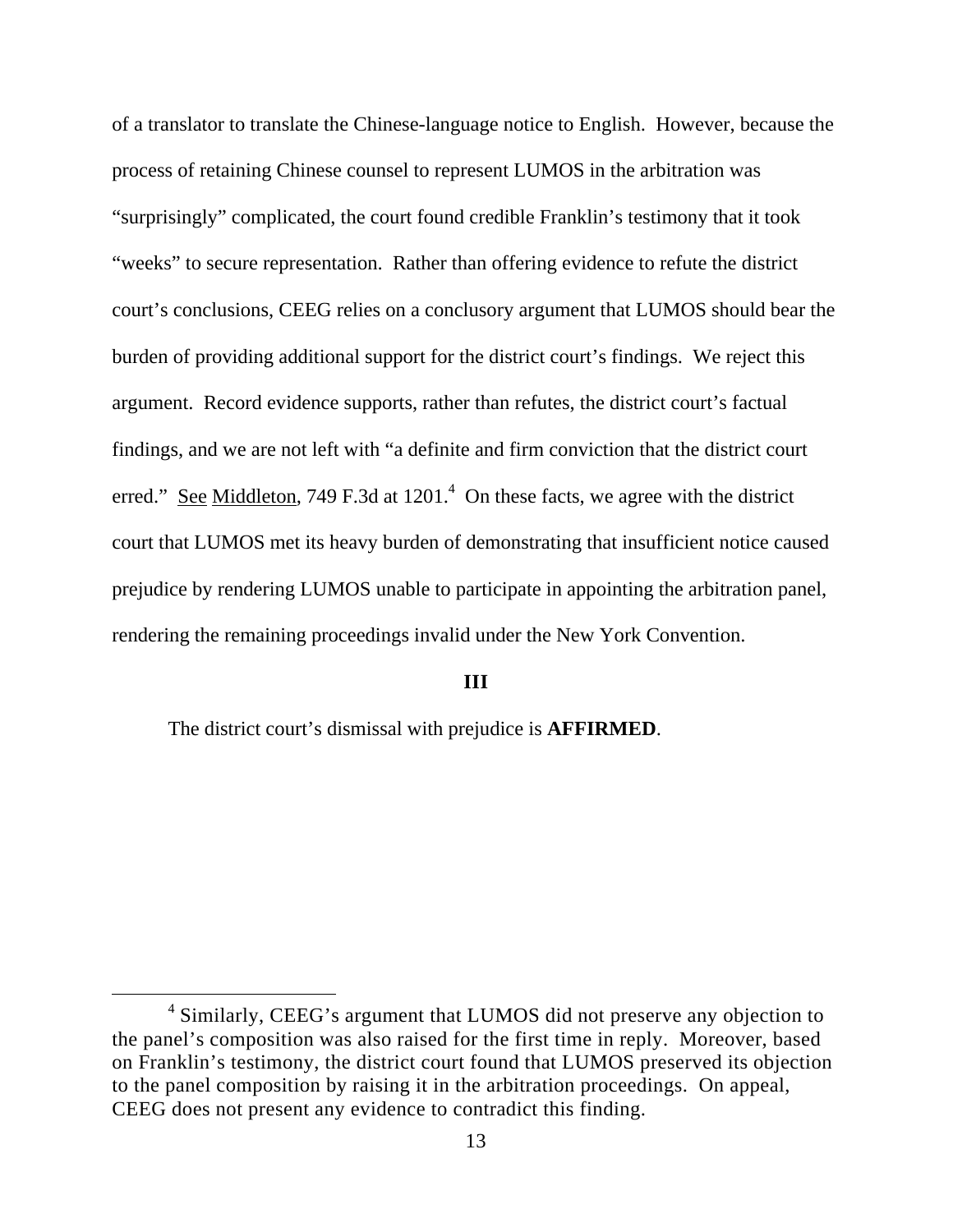of a translator to translate the Chinese-language notice to English. However, because the process of retaining Chinese counsel to represent LUMOS in the arbitration was "surprisingly" complicated, the court found credible Franklin's testimony that it took "weeks" to secure representation. Rather than offering evidence to refute the district court's conclusions, CEEG relies on a conclusory argument that LUMOS should bear the burden of providing additional support for the district court's findings. We reject this argument. Record evidence supports, rather than refutes, the district court's factual findings, and we are not left with "a definite and firm conviction that the district court erred." See Middleton, 749 F.3d at 1201.[4] On these facts, we agree with the district court that LUMOS met its heavy burden of demonstrating that insufficient notice caused prejudice by rendering LUMOS unable to participate in appointing the arbitration panel, rendering the remaining proceedings invalid under the New York Convention.

**III**

The district court's dismissal with prejudice is **AFFIRMED**.

[4] Similarly, CEEG's argument that LUMOS did not preserve any objection to the panel's composition was also raised for the first time in reply. Moreover, based on Franklin's testimony, the district court found that LUMOS preserved its objection to the panel composition by raising it in the arbitration proceedings. On appeal, CEEG does not present any evidence to contradict this finding.